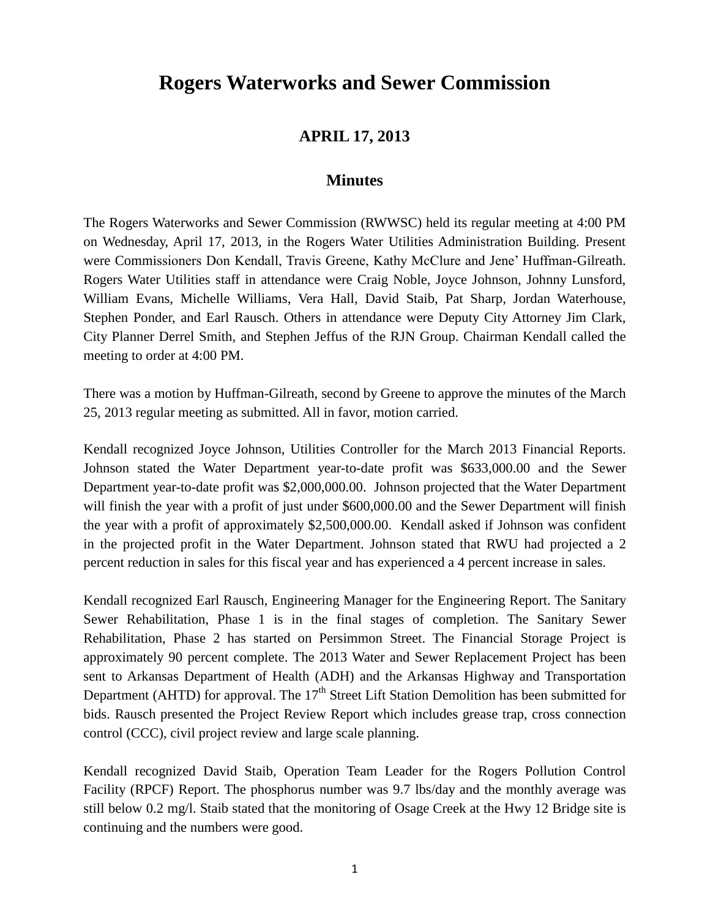# Rogers Waterworks and Sewer Commission

## APRIL 17, 2013

## Minutes

The Rogers Waterworks and Sewer Commission (RWWSC) held its regular meeting at 4:00 PM on Wednesday, April 17, 2013, in the Rogers Water Utilities Administration Building. Present were Commissioners Don Kendall, Travis Greene, Kathy McClure and Jene' Huffman-Gilreath. Rogers Water Utilities staff in attendance were Craig Noble, Joyce Johnson, Johnny Lunsford, William Evans, Michelle Williams, Vera Hall, David Staib, Pat Sharp, Jordan Waterhouse, Stephen Ponder, and Earl Rausch. Others in attendance were Deputy City Attorney Jim Clark, City Planner Derrel Smith, and Stephen Jeffus of the RJN Group. Chairman Kendall called the meeting to order at 4:00 PM.

There was a motion by Huffman-Gilreath, second by Greene to approve the minutes of the March 25, 2013 regular meeting as submitted. All in favor, motion carried.

Kendall recognized Joyce Johnson, Utilities Controller for the March 2013 Financial Reports. Johnson stated the Water Department year-to-date profit was $633,000.00 and the Sewer Department year-to-date profit was $2,000,000.00. Johnson projected that the Water Department will finish the year with a profit of just under $600,000.00 and the Sewer Department will finish the year with a profit of approximately $2,500,000.00. Kendall asked if Johnson was confident in the projected profit in the Water Department. Johnson stated that RWU had projected a 2 percent reduction in sales for this fiscal year and has experienced a 4 percent increase in sales.

Kendall recognized Earl Rausch, Engineering Manager for the Engineering Report. The Sanitary Sewer Rehabilitation, Phase 1 is in the final stages of completion. The Sanitary Sewer Rehabilitation, Phase 2 has started on Persimmon Street. The Financial Storage Project is approximately 90 percent complete. The 2013 Water and Sewer Replacement Project has been sent to Arkansas Department of Health (ADH) and the Arkansas Highway and Transportation Department (AHTD) for approval. The 17th Street Lift Station Demolition has been submitted for bids. Rausch presented the Project Review Report which includes grease trap, cross connection control (CCC), civil project review and large scale planning.

Kendall recognized David Staib, Operation Team Leader for the Rogers Pollution Control Facility (RPCF) Report. The phosphorus number was 9.7 lbs/day and the monthly average was still below 0.2 mg/l. Staib stated that the monitoring of Osage Creek at the Hwy 12 Bridge site is continuing and the numbers were good.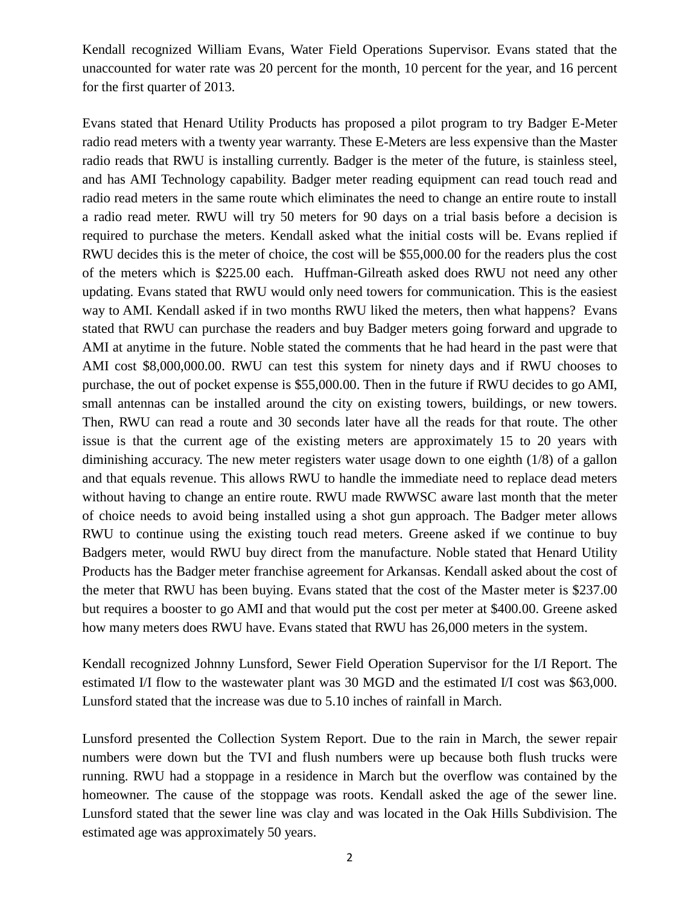Kendall recognized William Evans, Water Field Operations Supervisor. Evans stated that the unaccounted for water rate was 20 percent for the month, 10 percent for the year, and 16 percent for the first quarter of 2013.

Evans stated that Henard Utility Products has proposed a pilot program to try Badger E-Meter radio read meters with a twenty year warranty. These E-Meters are less expensive than the Master radio reads that RWU is installing currently. Badger is the meter of the future, is stainless steel, and has AMI Technology capability. Badger meter reading equipment can read touch read and radio read meters in the same route which eliminates the need to change an entire route to install a radio read meter. RWU will try 50 meters for 90 days on a trial basis before a decision is required to purchase the meters. Kendall asked what the initial costs will be. Evans replied if RWU decides this is the meter of choice, the cost will be $55,000.00 for the readers plus the cost of the meters which is $225.00 each. Huffman-Gilreath asked does RWU not need any other updating. Evans stated that RWU would only need towers for communication. This is the easiest way to AMI. Kendall asked if in two months RWU liked the meters, then what happens? Evans stated that RWU can purchase the readers and buy Badger meters going forward and upgrade to AMI at anytime in the future. Noble stated the comments that he had heard in the past were that AMI cost $8,000,000.00. RWU can test this system for ninety days and if RWU chooses to purchase, the out of pocket expense is $55,000.00. Then in the future if RWU decides to go AMI, small antennas can be installed around the city on existing towers, buildings, or new towers. Then, RWU can read a route and 30 seconds later have all the reads for that route. The other issue is that the current age of the existing meters are approximately 15 to 20 years with diminishing accuracy. The new meter registers water usage down to one eighth (1/8) of a gallon and that equals revenue. This allows RWU to handle the immediate need to replace dead meters without having to change an entire route. RWU made RWWSC aware last month that the meter of choice needs to avoid being installed using a shot gun approach. The Badger meter allows RWU to continue using the existing touch read meters. Greene asked if we continue to buy Badgers meter, would RWU buy direct from the manufacture. Noble stated that Henard Utility Products has the Badger meter franchise agreement for Arkansas. Kendall asked about the cost of the meter that RWU has been buying. Evans stated that the cost of the Master meter is $237.00 but requires a booster to go AMI and that would put the cost per meter at $400.00. Greene asked how many meters does RWU have. Evans stated that RWU has 26,000 meters in the system.

Kendall recognized Johnny Lunsford, Sewer Field Operation Supervisor for the I/I Report. The estimated I/I flow to the wastewater plant was 30 MGD and the estimated I/I cost was $63,000. Lunsford stated that the increase was due to 5.10 inches of rainfall in March.

Lunsford presented the Collection System Report. Due to the rain in March, the sewer repair numbers were down but the TVI and flush numbers were up because both flush trucks were running. RWU had a stoppage in a residence in March but the overflow was contained by the homeowner. The cause of the stoppage was roots. Kendall asked the age of the sewer line. Lunsford stated that the sewer line was clay and was located in the Oak Hills Subdivision. The estimated age was approximately 50 years.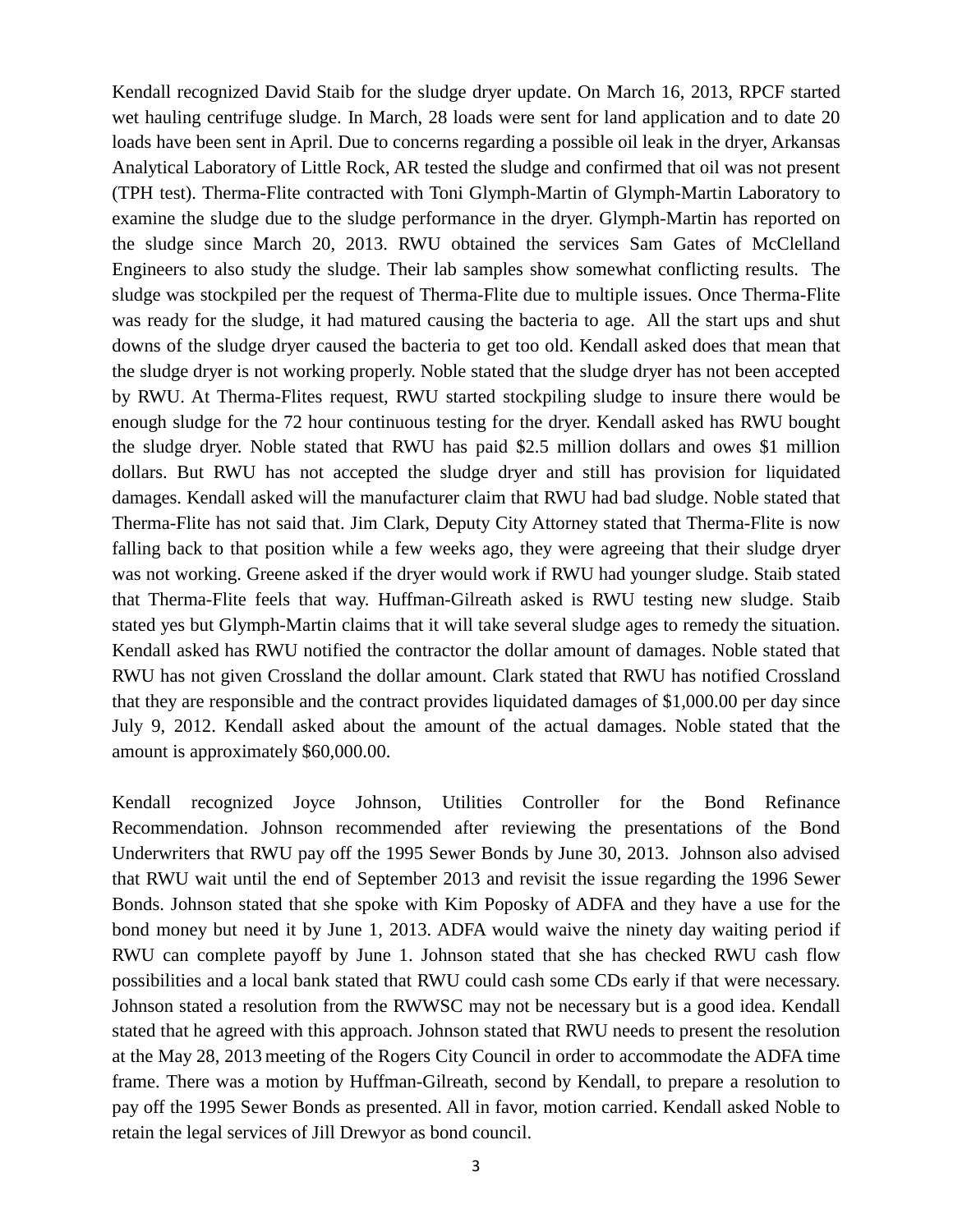Kendall recognized David Staib for the sludge dryer update. On March 16, 2013, RPCF started wet hauling centrifuge sludge. In March, 28 loads were sent for land application and to date 20 loads have been sent in April. Due to concerns regarding a possible oil leak in the dryer, Arkansas Analytical Laboratory of Little Rock, AR tested the sludge and confirmed that oil was not present (TPH test). Therma-Flite contracted with Toni Glymph-Martin of Glymph-Martin Laboratory to examine the sludge due to the sludge performance in the dryer. Glymph-Martin has reported on the sludge since March 20, 2013. RWU obtained the services Sam Gates of McClelland Engineers to also study the sludge. Their lab samples show somewhat conflicting results. The sludge was stockpiled per the request of Therma-Flite due to multiple issues. Once Therma-Flite was ready for the sludge, it had matured causing the bacteria to age. All the start ups and shut downs of the sludge dryer caused the bacteria to get too old. Kendall asked does that mean that the sludge dryer is not working properly. Noble stated that the sludge dryer has not been accepted by RWU. At Therma-Flites request, RWU started stockpiling sludge to insure there would be enough sludge for the 72 hour continuous testing for the dryer. Kendall asked has RWU bought the sludge dryer. Noble stated that RWU has paid $2.5 million dollars and owes $1 million dollars. But RWU has not accepted the sludge dryer and still has provision for liquidated damages. Kendall asked will the manufacturer claim that RWU had bad sludge. Noble stated that Therma-Flite has not said that. Jim Clark, Deputy City Attorney stated that Therma-Flite is now falling back to that position while a few weeks ago, they were agreeing that their sludge dryer was not working. Greene asked if the dryer would work if RWU had younger sludge. Staib stated that Therma-Flite feels that way. Huffman-Gilreath asked is RWU testing new sludge. Staib stated yes but Glymph-Martin claims that it will take several sludge ages to remedy the situation. Kendall asked has RWU notified the contractor the dollar amount of damages. Noble stated that RWU has not given Crossland the dollar amount. Clark stated that RWU has notified Crossland that they are responsible and the contract provides liquidated damages of $1,000.00 per day since July 9, 2012. Kendall asked about the amount of the actual damages. Noble stated that the amount is approximately $60,000.00.

Kendall recognized Joyce Johnson, Utilities Controller for the Bond Refinance Recommendation. Johnson recommended after reviewing the presentations of the Bond Underwriters that RWU pay off the 1995 Sewer Bonds by June 30, 2013. Johnson also advised that RWU wait until the end of September 2013 and revisit the issue regarding the 1996 Sewer Bonds. Johnson stated that she spoke with Kim Poposky of ADFA and they have a use for the bond money but need it by June 1, 2013. ADFA would waive the ninety day waiting period if RWU can complete payoff by June 1. Johnson stated that she has checked RWU cash flow possibilities and a local bank stated that RWU could cash some CDs early if that were necessary. Johnson stated a resolution from the RWWSC may not be necessary but is a good idea. Kendall stated that he agreed with this approach. Johnson stated that RWU needs to present the resolution at the May 28, 2013 meeting of the Rogers City Council in order to accommodate the ADFA time frame. There was a motion by Huffman-Gilreath, second by Kendall, to prepare a resolution to pay off the 1995 Sewer Bonds as presented. All in favor, motion carried. Kendall asked Noble to retain the legal services of Jill Drewyor as bond council.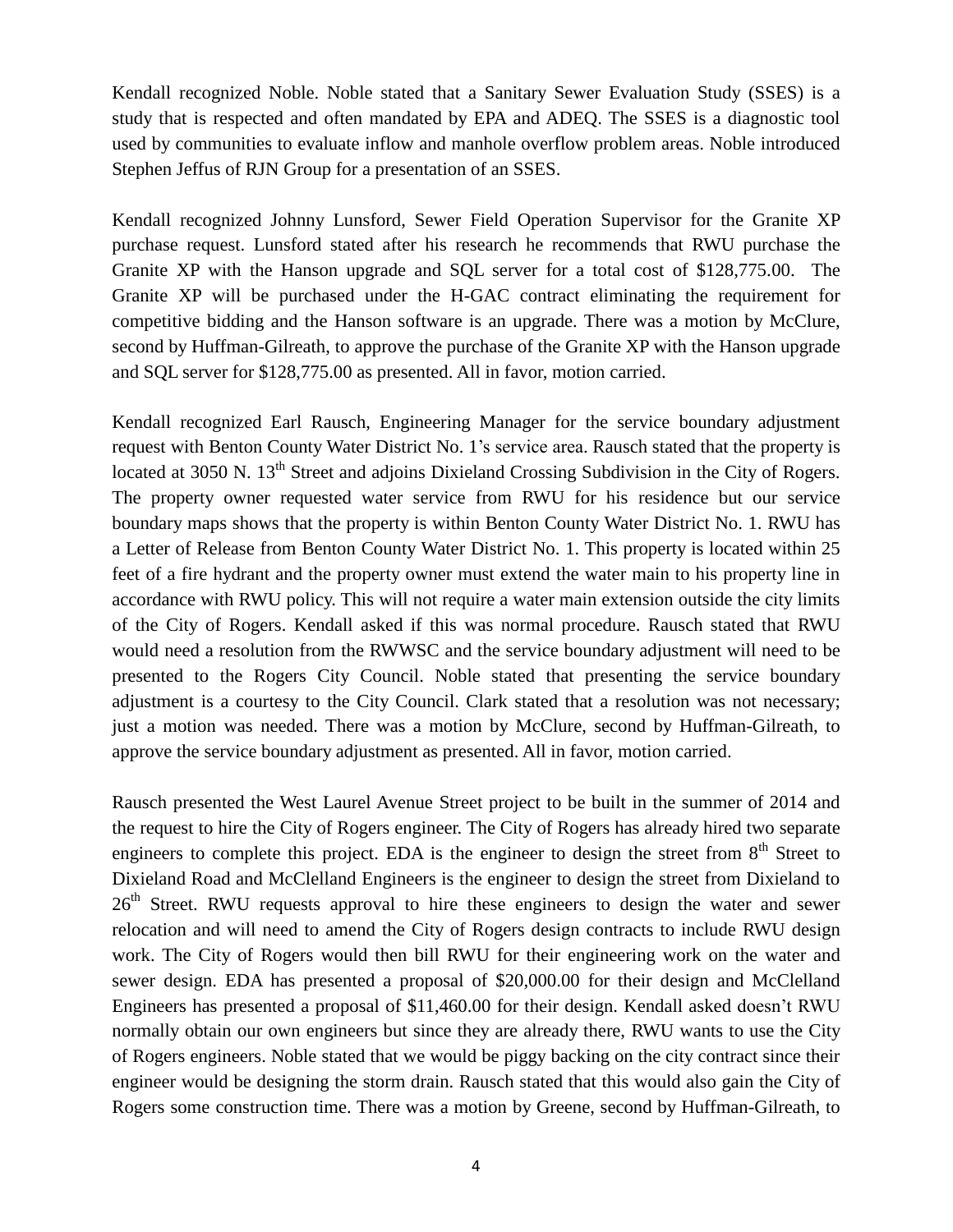Kendall recognized Noble. Noble stated that a Sanitary Sewer Evaluation Study (SSES) is a study that is respected and often mandated by EPA and ADEQ. The SSES is a diagnostic tool used by communities to evaluate inflow and manhole overflow problem areas. Noble introduced Stephen Jeffus of RJN Group for a presentation of an SSES.

Kendall recognized Johnny Lunsford, Sewer Field Operation Supervisor for the Granite XP purchase request. Lunsford stated after his research he recommends that RWU purchase the Granite XP with the Hanson upgrade and SQL server for a total cost of $128,775.00. The Granite XP will be purchased under the H-GAC contract eliminating the requirement for competitive bidding and the Hanson software is an upgrade. There was a motion by McClure, second by Huffman-Gilreath, to approve the purchase of the Granite XP with the Hanson upgrade and SQL server for $128,775.00 as presented. All in favor, motion carried.

Kendall recognized Earl Rausch, Engineering Manager for the service boundary adjustment request with Benton County Water District No. 1's service area. Rausch stated that the property is located at 3050 N. 13th Street and adjoins Dixieland Crossing Subdivision in the City of Rogers. The property owner requested water service from RWU for his residence but our service boundary maps shows that the property is within Benton County Water District No. 1. RWU has a Letter of Release from Benton County Water District No. 1. This property is located within 25 feet of a fire hydrant and the property owner must extend the water main to his property line in accordance with RWU policy. This will not require a water main extension outside the city limits of the City of Rogers. Kendall asked if this was normal procedure. Rausch stated that RWU would need a resolution from the RWWSC and the service boundary adjustment will need to be presented to the Rogers City Council. Noble stated that presenting the service boundary adjustment is a courtesy to the City Council. Clark stated that a resolution was not necessary; just a motion was needed. There was a motion by McClure, second by Huffman-Gilreath, to approve the service boundary adjustment as presented. All in favor, motion carried.

Rausch presented the West Laurel Avenue Street project to be built in the summer of 2014 and the request to hire the City of Rogers engineer. The City of Rogers has already hired two separate engineers to complete this project. EDA is the engineer to design the street from 8th Street to Dixieland Road and McClelland Engineers is the engineer to design the street from Dixieland to 26th Street. RWU requests approval to hire these engineers to design the water and sewer relocation and will need to amend the City of Rogers design contracts to include RWU design work. The City of Rogers would then bill RWU for their engineering work on the water and sewer design. EDA has presented a proposal of $20,000.00 for their design and McClelland Engineers has presented a proposal of $11,460.00 for their design. Kendall asked doesn't RWU normally obtain our own engineers but since they are already there, RWU wants to use the City of Rogers engineers. Noble stated that we would be piggy backing on the city contract since their engineer would be designing the storm drain. Rausch stated that this would also gain the City of Rogers some construction time. There was a motion by Greene, second by Huffman-Gilreath, to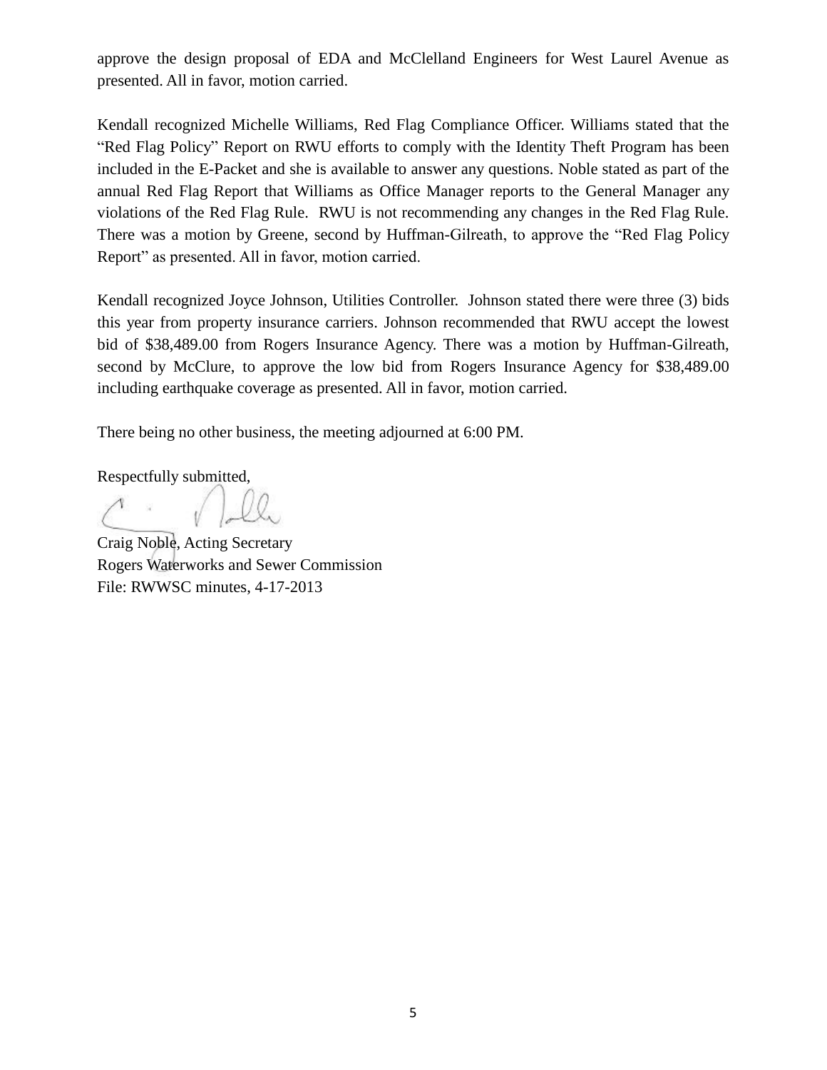approve the design proposal of EDA and McClelland Engineers for West Laurel Avenue as presented. All in favor, motion carried.

Kendall recognized Michelle Williams, Red Flag Compliance Officer. Williams stated that the "Red Flag Policy" Report on RWU efforts to comply with the Identity Theft Program has been included in the E-Packet and she is available to answer any questions. Noble stated as part of the annual Red Flag Report that Williams as Office Manager reports to the General Manager any violations of the Red Flag Rule. RWU is not recommending any changes in the Red Flag Rule. There was a motion by Greene, second by Huffman-Gilreath, to approve the "Red Flag Policy Report" as presented. All in favor, motion carried.

Kendall recognized Joyce Johnson, Utilities Controller. Johnson stated there were three (3) bids this year from property insurance carriers. Johnson recommended that RWU accept the lowest bid of $38,489.00 from Rogers Insurance Agency. There was a motion by Huffman-Gilreath, second by McClure, to approve the low bid from Rogers Insurance Agency for $38,489.00 including earthquake coverage as presented. All in favor, motion carried.

There being no other business, the meeting adjourned at 6:00 PM.

Respectfully submitted,

Craig Noble, Acting Secretary
Rogers Waterworks and Sewer Commission
File: RWWSC minutes, 4-17-2013